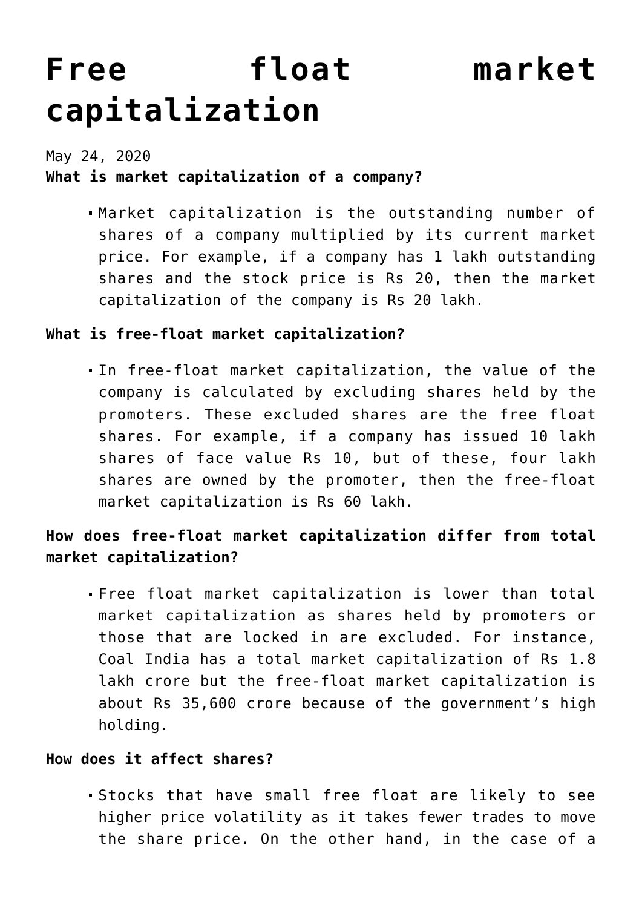# Free float market capitalization

May 24, 2020

**What is market capitalization of a company?**

- Market capitalization is the outstanding number of shares of a company multiplied by its current market price. For example, if a company has 1 lakh outstanding shares and the stock price is Rs 20, then the market capitalization of the company is Rs 20 lakh.

**What is free-float market capitalization?**

- In free-float market capitalization, the value of the company is calculated by excluding shares held by the promoters. These excluded shares are the free float shares. For example, if a company has issued 10 lakh shares of face value Rs 10, but of these, four lakh shares are owned by the promoter, then the free-float market capitalization is Rs 60 lakh.

**How does free-float market capitalization differ from total market capitalization?**

- Free float market capitalization is lower than total market capitalization as shares held by promoters or those that are locked in are excluded. For instance, Coal India has a total market capitalization of Rs 1.8 lakh crore but the free-float market capitalization is about Rs 35,600 crore because of the government's high holding.

**How does it affect shares?**

- Stocks that have small free float are likely to see higher price volatility as it takes fewer trades to move the share price. On the other hand, in the case of a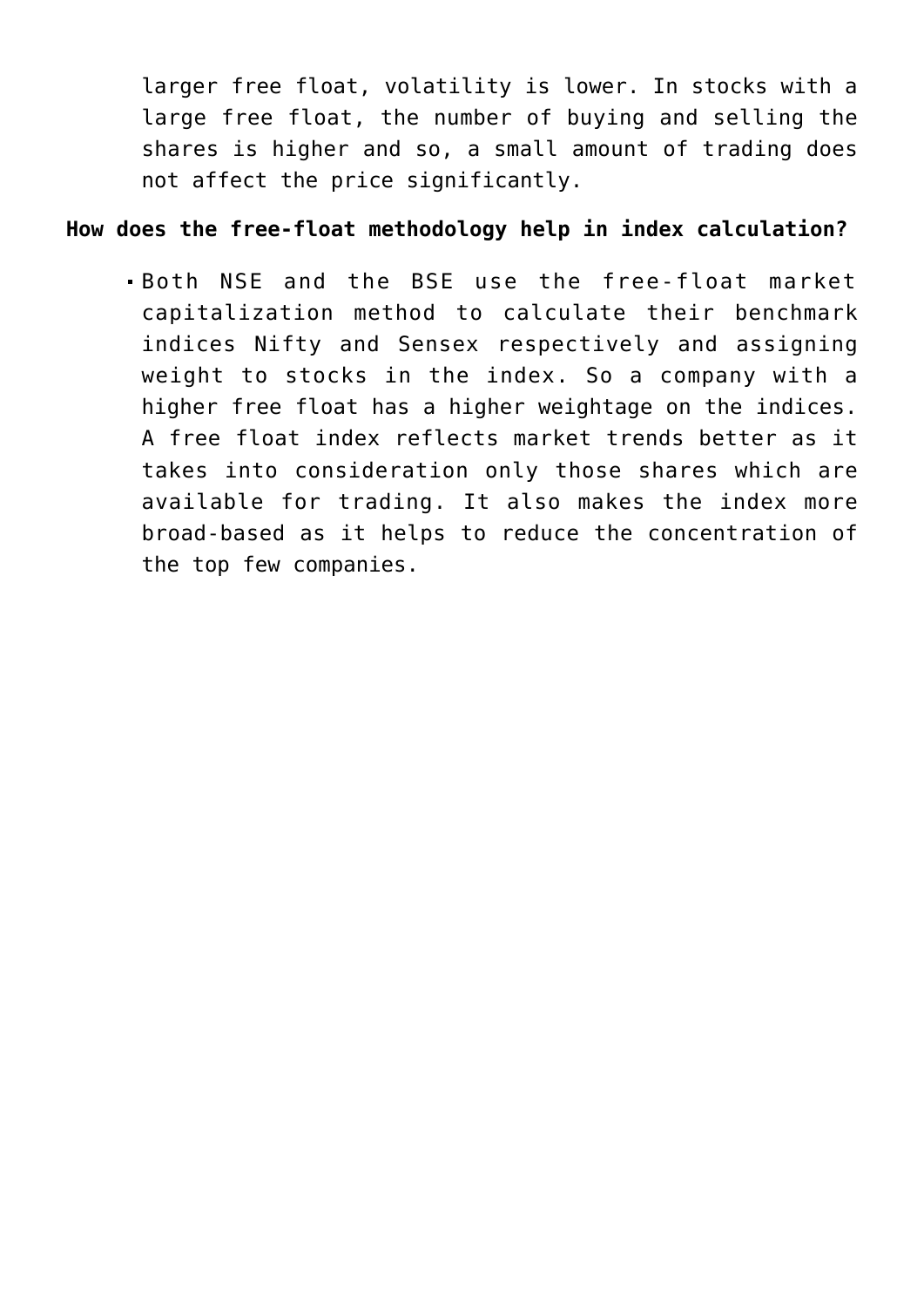larger free float, volatility is lower. In stocks with a large free float, the number of buying and selling the shares is higher and so, a small amount of trading does not affect the price significantly.

**How does the free-float methodology help in index calculation?**

- Both NSE and the BSE use the free-float market capitalization method to calculate their benchmark indices Nifty and Sensex respectively and assigning weight to stocks in the index. So a company with a higher free float has a higher weightage on the indices. A free float index reflects market trends better as it takes into consideration only those shares which are available for trading. It also makes the index more broad-based as it helps to reduce the concentration of the top few companies.